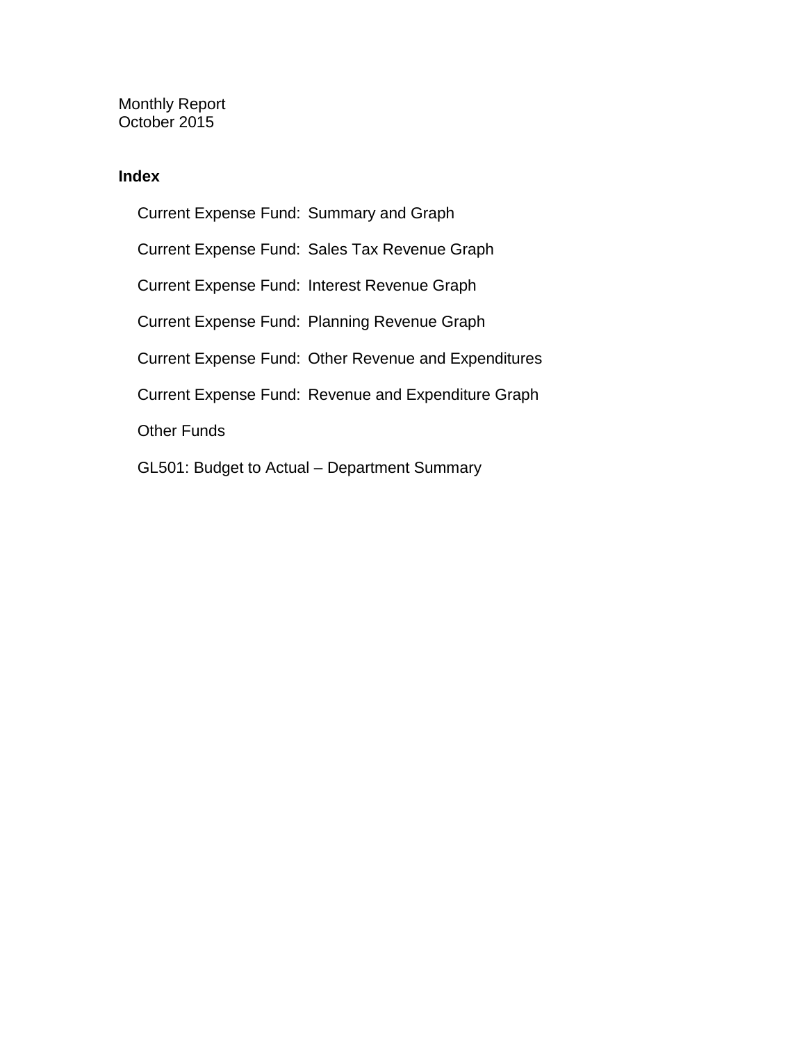Monthly Report
October 2015

## Index

- Current Expense Fund: Summary and Graph
- Current Expense Fund: Sales Tax Revenue Graph
- Current Expense Fund: Interest Revenue Graph
- Current Expense Fund: Planning Revenue Graph
- Current Expense Fund: Other Revenue and Expenditures
- Current Expense Fund: Revenue and Expenditure Graph
- Other Funds
- GL501: Budget to Actual – Department Summary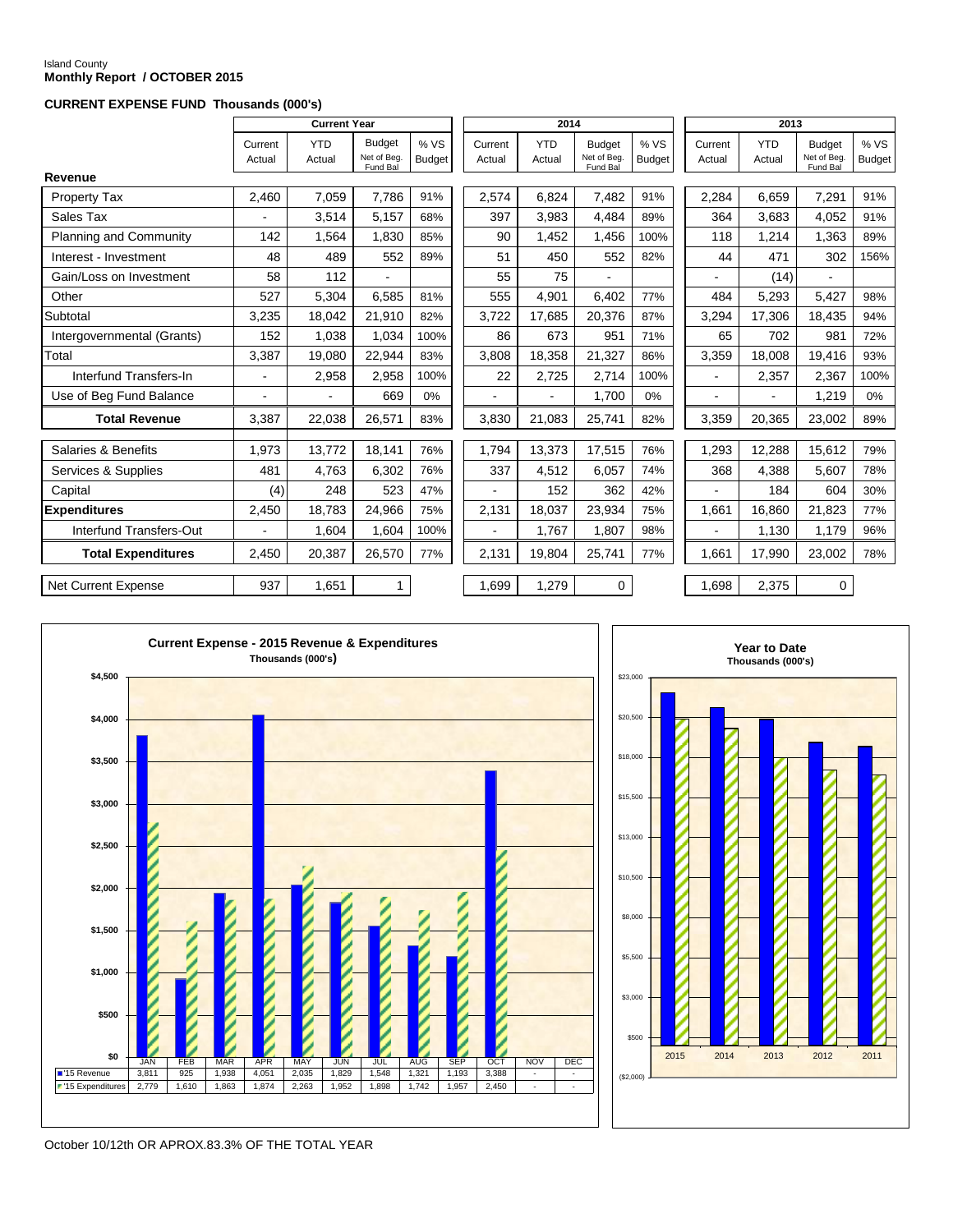Island County
**Monthly Report / OCTOBER 2015**

**CURRENT EXPENSE FUND Thousands (000's)**

| | Current Year | | | | 2014 | | | | 2013 | | | |
|---|---|---|---|---|---|---|---|---|---|---|---|---|
| | Current Actual | YTD Actual | Budget Net of Beg. Fund Bal | % VS Budget | Current Actual | YTD Actual | Budget Net of Beg. Fund Bal | % VS Budget | Current Actual | YTD Actual | Budget Net of Beg. Fund Bal | % VS Budget |
| **Revenue** | | | | | | | | | | | | |
| Property Tax | 2,460 | 7,059 | 7,786 | 91% | 2,574 | 6,824 | 7,482 | 91% | 2,284 | 6,659 | 7,291 | 91% |
| Sales Tax | - | 3,514 | 5,157 | 68% | 397 | 3,983 | 4,484 | 89% | 364 | 3,683 | 4,052 | 91% |
| Planning and Community | 142 | 1,564 | 1,830 | 85% | 90 | 1,452 | 1,456 | 100% | 118 | 1,214 | 1,363 | 89% |
| Interest - Investment | 48 | 489 | 552 | 89% | 51 | 450 | 552 | 82% | 44 | 471 | 302 | 156% |
| Gain/Loss on Investment | 58 | 112 | - | | 55 | 75 | - | | - | (14) | - | |
| Other | 527 | 5,304 | 6,585 | 81% | 555 | 4,901 | 6,402 | 77% | 484 | 5,293 | 5,427 | 98% |
| Subtotal | 3,235 | 18,042 | 21,910 | 82% | 3,722 | 17,685 | 20,376 | 87% | 3,294 | 17,306 | 18,435 | 94% |
| Intergovernmental (Grants) | 152 | 1,038 | 1,034 | 100% | 86 | 673 | 951 | 71% | 65 | 702 | 981 | 72% |
| Total | 3,387 | 19,080 | 22,944 | 83% | 3,808 | 18,358 | 21,327 | 86% | 3,359 | 18,008 | 19,416 | 93% |
| Interfund Transfers-In | - | 2,958 | 2,958 | 100% | 22 | 2,725 | 2,714 | 100% | - | 2,357 | 2,367 | 100% |
| Use of Beg Fund Balance | - | - | 669 | 0% | - | - | 1,700 | 0% | - | - | 1,219 | 0% |
| **Total Revenue** | 3,387 | 22,038 | 26,571 | 83% | 3,830 | 21,083 | 25,741 | 82% | 3,359 | 20,365 | 23,002 | 89% |
| Salaries & Benefits | 1,973 | 13,772 | 18,141 | 76% | 1,794 | 13,373 | 17,515 | 76% | 1,293 | 12,288 | 15,612 | 79% |
| Services & Supplies | 481 | 4,763 | 6,302 | 76% | 337 | 4,512 | 6,057 | 74% | 368 | 4,388 | 5,607 | 78% |
| Capital | (4) | 248 | 523 | 47% | - | 152 | 362 | 42% | - | 184 | 604 | 30% |
| **Expenditures** | 2,450 | 18,783 | 24,966 | 75% | 2,131 | 18,037 | 23,934 | 75% | 1,661 | 16,860 | 21,823 | 77% |
| Interfund Transfers-Out | - | 1,604 | 1,604 | 100% | - | 1,767 | 1,807 | 98% | - | 1,130 | 1,179 | 96% |
| **Total Expenditures** | 2,450 | 20,387 | 26,570 | 77% | 2,131 | 19,804 | 25,741 | 77% | 1,661 | 17,990 | 23,002 | 78% |
| Net Current Expense | 937 | 1,651 | 1 | | 1,699 | 1,279 | 0 | | 1,698 | 2,375 | 0 | |

**Current Expense - 2015 Revenue & Expenditures**
Thousands (000's)

| | JAN | FEB | MAR | APR | MAY | JUN | JUL | AUG | SEP | OCT | NOV | DEC |
|---|---|---|---|---|---|---|---|---|---|---|---|---|
| '15 Revenue | 3,811 | 925 | 1,938 | 4,051 | 2,035 | 1,829 | 1,548 | 1,321 | 1,193 | 3,388 | - | - |
| '15 Expenditures | 2,779 | 1,610 | 1,863 | 1,874 | 2,263 | 1,952 | 1,898 | 1,742 | 1,957 | 2,450 | - | - |

**Year to Date**
Thousands (000's)

October 10/12th OR APROX.83.3% OF THE TOTAL YEAR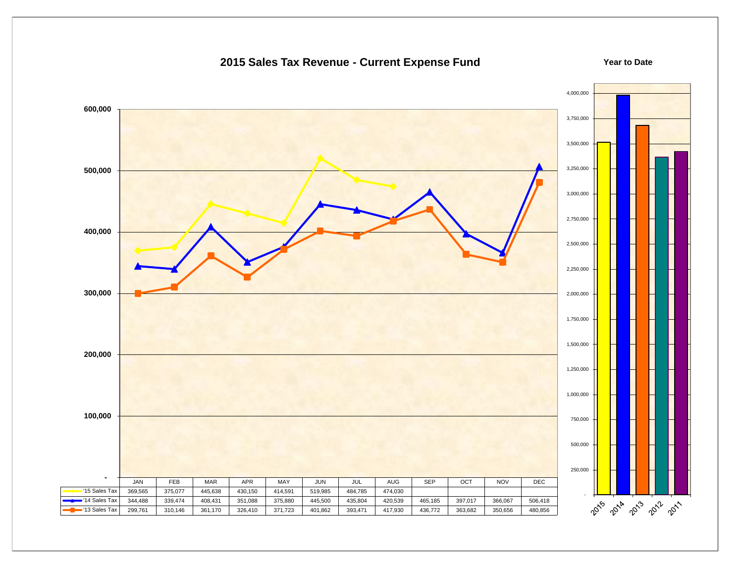# 2015 Sales Tax Revenue - Current Expense Fund

| | JAN | FEB | MAR | APR | MAY | JUN | JUL | AUG | SEP | OCT | NOV | DEC |
|---|---|---|---|---|---|---|---|---|---|---|---|---|
| '15 Sales Tax | 369,565 | 375,077 | 445,638 | 430,150 | 414,591 | 519,985 | 484,785 | 474,030 | | | | |
| '14 Sales Tax | 344,488 | 339,474 | 408,431 | 351,088 | 375,880 | 445,500 | 435,804 | 420,539 | 465,185 | 397,017 | 366,067 | 506,418 |
| '13 Sales Tax | 299,761 | 310,146 | 361,170 | 326,410 | 371,723 | 401,862 | 393,471 | 417,930 | 436,772 | 363,682 | 350,656 | 480,856 |

**Year to Date**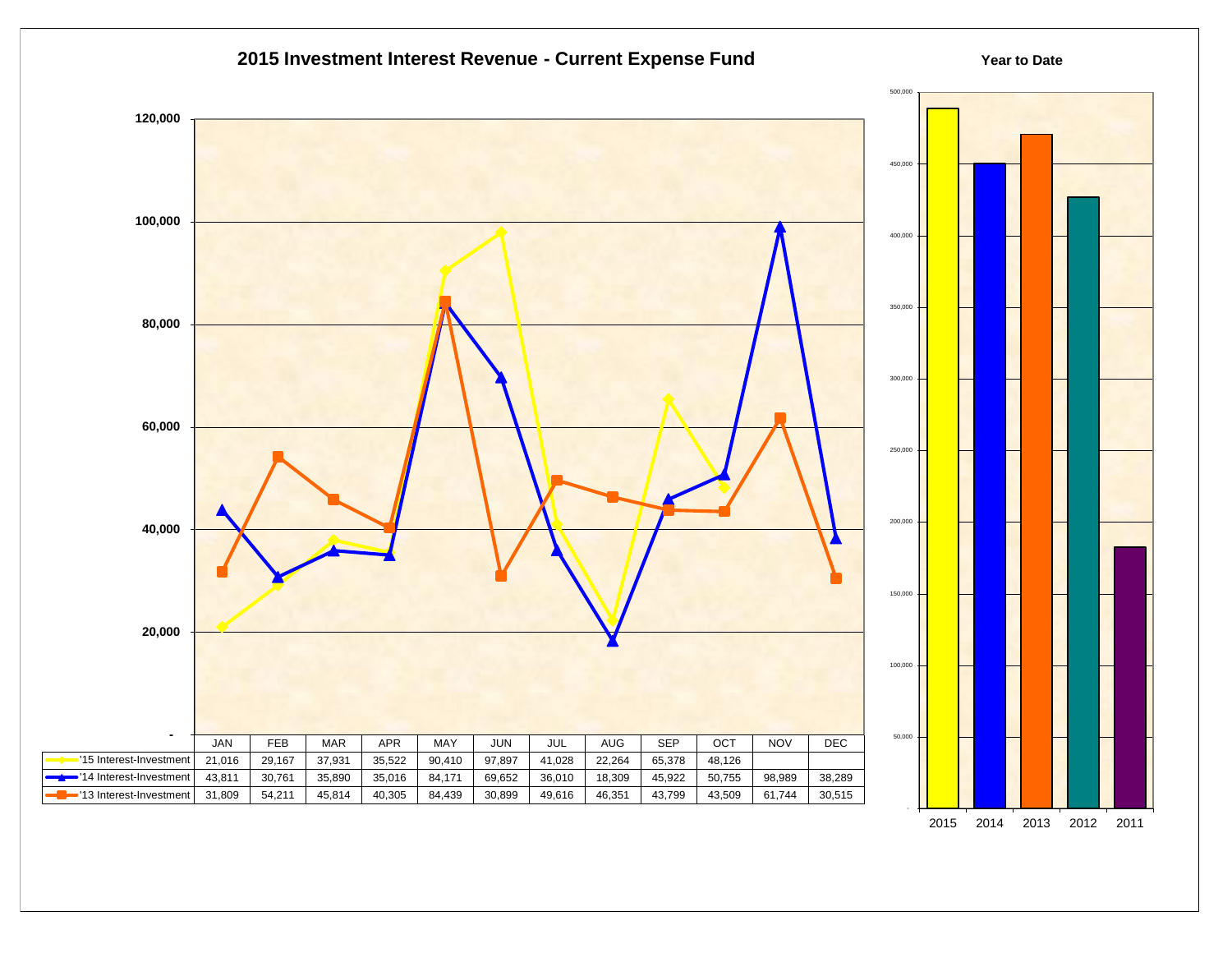# 2015 Investment Interest Revenue - Current Expense Fund

| | JAN | FEB | MAR | APR | MAY | JUN | JUL | AUG | SEP | OCT | NOV | DEC |
|---|---|---|---|---|---|---|---|---|---|---|---|---|
| '15 Interest-Investment | 21,016 | 29,167 | 37,931 | 35,522 | 90,410 | 97,897 | 41,028 | 22,264 | 65,378 | 48,126 | | |
| '14 Interest-Investment | 43,811 | 30,761 | 35,890 | 35,016 | 84,171 | 69,652 | 36,010 | 18,309 | 45,922 | 50,755 | 98,989 | 38,289 |
| '13 Interest-Investment | 31,809 | 54,211 | 45,814 | 40,305 | 84,439 | 30,899 | 49,616 | 46,351 | 43,799 | 43,509 | 61,744 | 30,515 |

## Year to Date

2015, 2014, 2013, 2012, 2011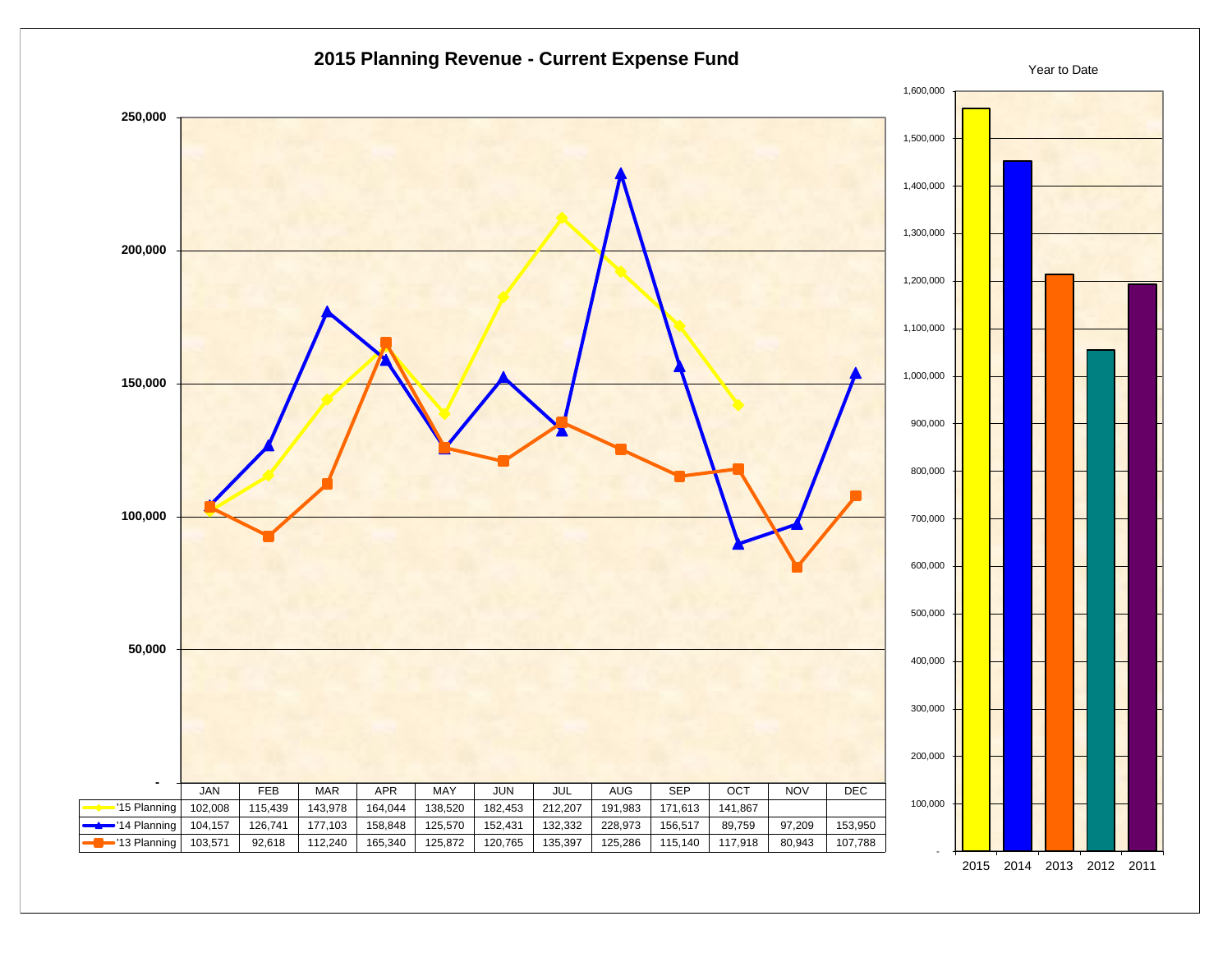# 2015 Planning Revenue - Current Expense Fund

| | JAN | FEB | MAR | APR | MAY | JUN | JUL | AUG | SEP | OCT | NOV | DEC |
|---|---|---|---|---|---|---|---|---|---|---|---|---|
| '15 Planning | 102,008 | 115,439 | 143,978 | 164,044 | 138,520 | 182,453 | 212,207 | 191,983 | 171,613 | 141,867 | | |
| '14 Planning | 104,157 | 126,741 | 177,103 | 158,848 | 125,570 | 152,431 | 132,332 | 228,973 | 156,517 | 89,759 | 97,209 | 153,950 |
| '13 Planning | 103,571 | 92,618 | 112,240 | 165,340 | 125,872 | 120,765 | 135,397 | 125,286 | 115,140 | 117,918 | 80,943 | 107,788 |

Year to Date

| 2015 | 2014 | 2013 | 2012 | 2011 |
|---|---|---|---|---|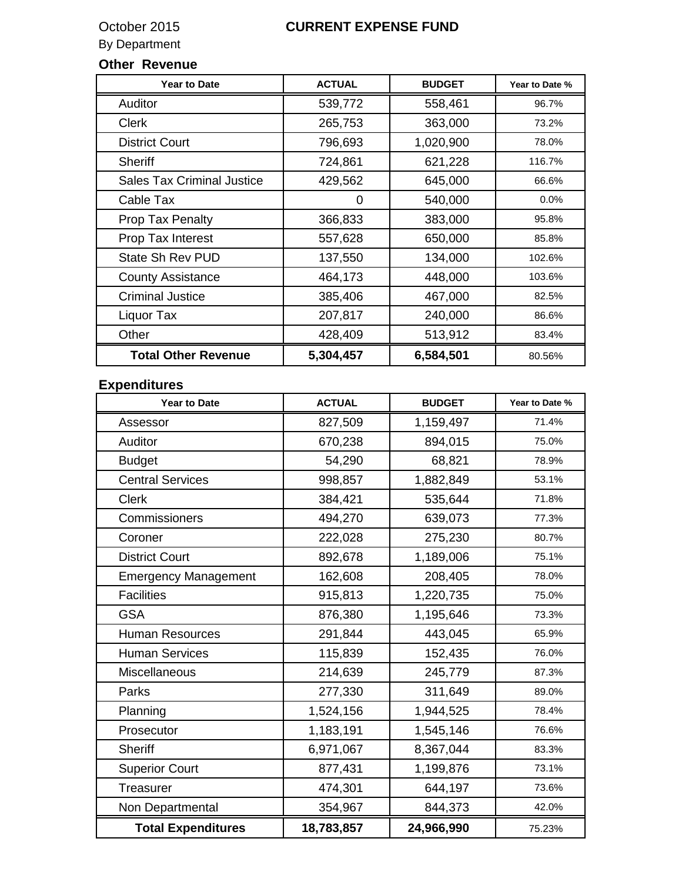October 2015

By Department

# CURRENT EXPENSE FUND

## Other Revenue

| Year to Date | ACTUAL | BUDGET | Year to Date % |
|---|---|---|---|
| Auditor | 539,772 | 558,461 | 96.7% |
| Clerk | 265,753 | 363,000 | 73.2% |
| District Court | 796,693 | 1,020,900 | 78.0% |
| Sheriff | 724,861 | 621,228 | 116.7% |
| Sales Tax Criminal Justice | 429,562 | 645,000 | 66.6% |
| Cable Tax | 0 | 540,000 | 0.0% |
| Prop Tax Penalty | 366,833 | 383,000 | 95.8% |
| Prop Tax Interest | 557,628 | 650,000 | 85.8% |
| State Sh Rev PUD | 137,550 | 134,000 | 102.6% |
| County Assistance | 464,173 | 448,000 | 103.6% |
| Criminal Justice | 385,406 | 467,000 | 82.5% |
| Liquor Tax | 207,817 | 240,000 | 86.6% |
| Other | 428,409 | 513,912 | 83.4% |
| **Total Other Revenue** | **5,304,457** | **6,584,501** | 80.56% |

## Expenditures

| Year to Date | ACTUAL | BUDGET | Year to Date % |
|---|---|---|---|
| Assessor | 827,509 | 1,159,497 | 71.4% |
| Auditor | 670,238 | 894,015 | 75.0% |
| Budget | 54,290 | 68,821 | 78.9% |
| Central Services | 998,857 | 1,882,849 | 53.1% |
| Clerk | 384,421 | 535,644 | 71.8% |
| Commissioners | 494,270 | 639,073 | 77.3% |
| Coroner | 222,028 | 275,230 | 80.7% |
| District Court | 892,678 | 1,189,006 | 75.1% |
| Emergency Management | 162,608 | 208,405 | 78.0% |
| Facilities | 915,813 | 1,220,735 | 75.0% |
| GSA | 876,380 | 1,195,646 | 73.3% |
| Human Resources | 291,844 | 443,045 | 65.9% |
| Human Services | 115,839 | 152,435 | 76.0% |
| Miscellaneous | 214,639 | 245,779 | 87.3% |
| Parks | 277,330 | 311,649 | 89.0% |
| Planning | 1,524,156 | 1,944,525 | 78.4% |
| Prosecutor | 1,183,191 | 1,545,146 | 76.6% |
| Sheriff | 6,971,067 | 8,367,044 | 83.3% |
| Superior Court | 877,431 | 1,199,876 | 73.1% |
| Treasurer | 474,301 | 644,197 | 73.6% |
| Non Departmental | 354,967 | 844,373 | 42.0% |
| **Total Expenditures** | **18,783,857** | **24,966,990** | 75.23% |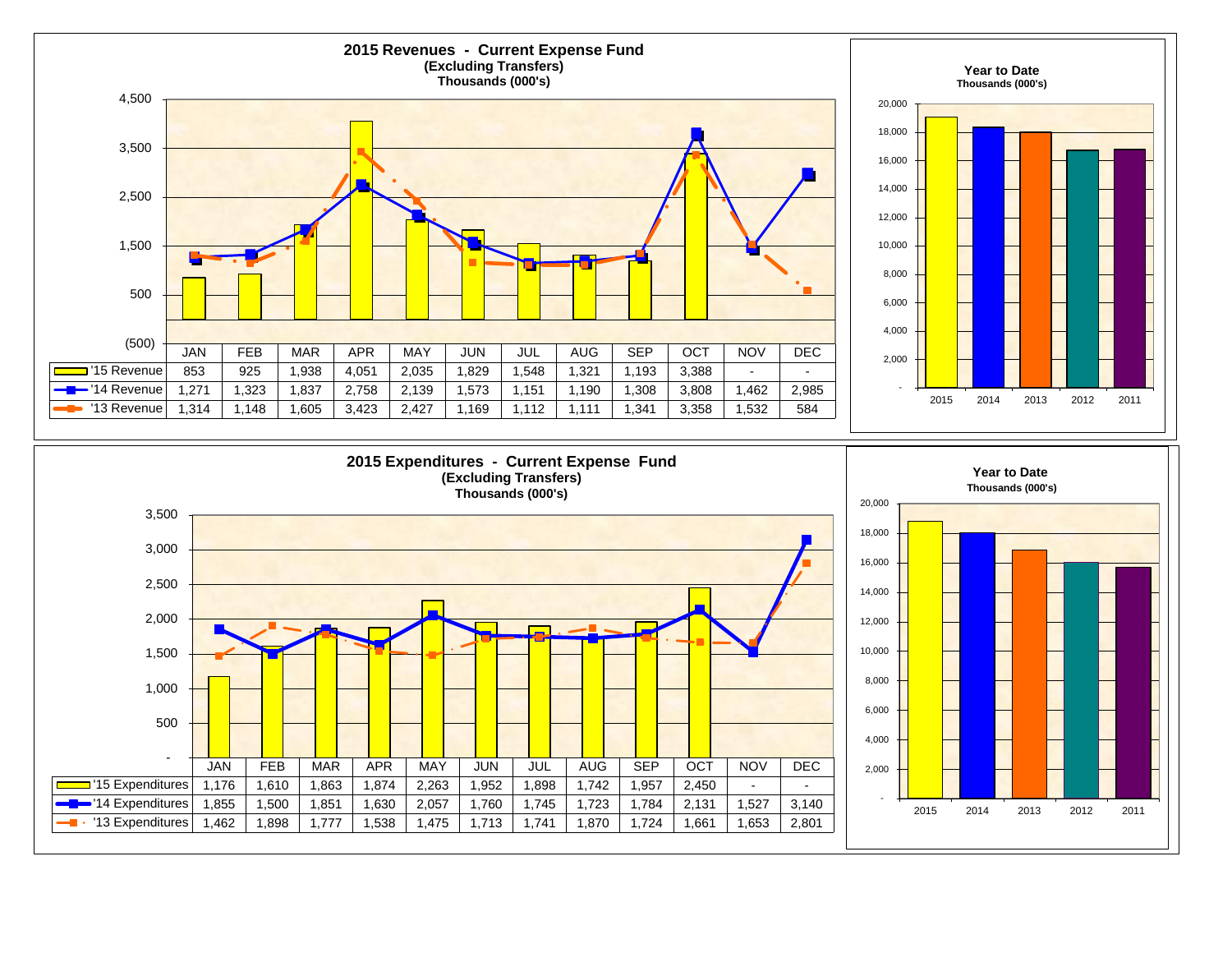## 2015 Revenues - Current Expense Fund
**(Excluding Transfers)**
**Thousands (000's)**

| | JAN | FEB | MAR | APR | MAY | JUN | JUL | AUG | SEP | OCT | NOV | DEC |
|---|---|---|---|---|---|---|---|---|---|---|---|---|
| '15 Revenue | 853 | 925 | 1,938 | 4,051 | 2,035 | 1,829 | 1,548 | 1,321 | 1,193 | 3,388 | - | - |
| '14 Revenue | 1,271 | 1,323 | 1,837 | 2,758 | 2,139 | 1,573 | 1,151 | 1,190 | 1,308 | 3,808 | 1,462 | 2,985 |
| '13 Revenue | 1,314 | 1,148 | 1,605 | 3,423 | 2,427 | 1,169 | 1,112 | 1,111 | 1,341 | 3,358 | 1,532 | 584 |

**Year to Date**
**Thousands (000's)**

2015, 2014, 2013, 2012, 2011

## 2015 Expenditures - Current Expense Fund
**(Excluding Transfers)**
**Thousands (000's)**

| | JAN | FEB | MAR | APR | MAY | JUN | JUL | AUG | SEP | OCT | NOV | DEC |
|---|---|---|---|---|---|---|---|---|---|---|---|---|
| '15 Expenditures | 1,176 | 1,610 | 1,863 | 1,874 | 2,263 | 1,952 | 1,898 | 1,742 | 1,957 | 2,450 | - | - |
| '14 Expenditures | 1,855 | 1,500 | 1,851 | 1,630 | 2,057 | 1,760 | 1,745 | 1,723 | 1,784 | 2,131 | 1,527 | 3,140 |
| '13 Expenditures | 1,462 | 1,898 | 1,777 | 1,538 | 1,475 | 1,713 | 1,741 | 1,870 | 1,724 | 1,661 | 1,653 | 2,801 |

**Year to Date**
**Thousands (000's)**

2015, 2014, 2013, 2012, 2011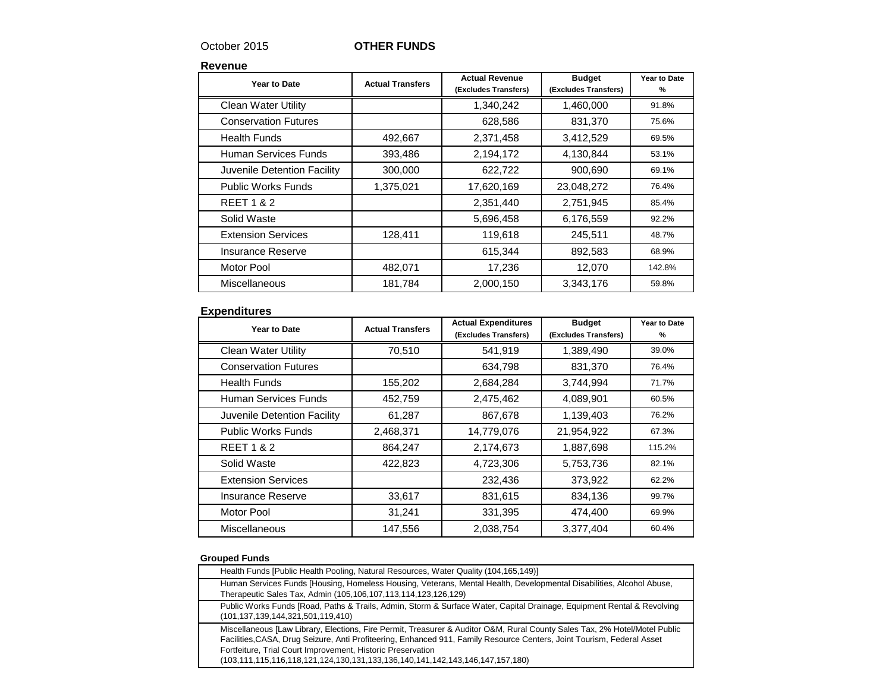October 2015 **OTHER FUNDS**

**Revenue**

| Year to Date | Actual Transfers | Actual Revenue (Excludes Transfers) | Budget (Excludes Transfers) | Year to Date % |
|---|---|---|---|---|
| Clean Water Utility | | 1,340,242 | 1,460,000 | 91.8% |
| Conservation Futures | | 628,586 | 831,370 | 75.6% |
| Health Funds | 492,667 | 2,371,458 | 3,412,529 | 69.5% |
| Human Services Funds | 393,486 | 2,194,172 | 4,130,844 | 53.1% |
| Juvenile Detention Facility | 300,000 | 622,722 | 900,690 | 69.1% |
| Public Works Funds | 1,375,021 | 17,620,169 | 23,048,272 | 76.4% |
| REET 1 & 2 | | 2,351,440 | 2,751,945 | 85.4% |
| Solid Waste | | 5,696,458 | 6,176,559 | 92.2% |
| Extension Services | 128,411 | 119,618 | 245,511 | 48.7% |
| Insurance Reserve | | 615,344 | 892,583 | 68.9% |
| Motor Pool | 482,071 | 17,236 | 12,070 | 142.8% |
| Miscellaneous | 181,784 | 2,000,150 | 3,343,176 | 59.8% |

**Expenditures**

| Year to Date | Actual Transfers | Actual Expenditures (Excludes Transfers) | Budget (Excludes Transfers) | Year to Date % |
|---|---|---|---|---|
| Clean Water Utility | 70,510 | 541,919 | 1,389,490 | 39.0% |
| Conservation Futures | | 634,798 | 831,370 | 76.4% |
| Health Funds | 155,202 | 2,684,284 | 3,744,994 | 71.7% |
| Human Services Funds | 452,759 | 2,475,462 | 4,089,901 | 60.5% |
| Juvenile Detention Facility | 61,287 | 867,678 | 1,139,403 | 76.2% |
| Public Works Funds | 2,468,371 | 14,779,076 | 21,954,922 | 67.3% |
| REET 1 & 2 | 864,247 | 2,174,673 | 1,887,698 | 115.2% |
| Solid Waste | 422,823 | 4,723,306 | 5,753,736 | 82.1% |
| Extension Services | | 232,436 | 373,922 | 62.2% |
| Insurance Reserve | 33,617 | 831,615 | 834,136 | 99.7% |
| Motor Pool | 31,241 | 331,395 | 474,400 | 69.9% |
| Miscellaneous | 147,556 | 2,038,754 | 3,377,404 | 60.4% |

**Grouped Funds**

| Grouped Funds |
|---|
| Health Funds [Public Health Pooling, Natural Resources, Water Quality (104,165,149)] |
| Human Services Funds [Housing, Homeless Housing, Veterans, Mental Health, Developmental Disabilities, Alcohol Abuse, Therapeutic Sales Tax, Admin (105,106,107,113,114,123,126,129) |
| Public Works Funds [Road, Paths & Trails, Admin, Storm & Surface Water, Capital Drainage, Equipment Rental & Revolving (101,137,139,144,321,501,119,410) |
| Miscellaneous [Law Library, Elections, Fire Permit, Treasurer & Auditor O&M, Rural County Sales Tax, 2% Hotel/Motel Public Facilities,CASA, Drug Seizure, Anti Profiteering, Enhanced 911, Family Resource Centers, Joint Tourism, Federal Asset Fortfeiture, Trial Court Improvement, Historic Preservation (103,111,115,116,118,121,124,130,131,133,136,140,141,142,143,146,147,157,180) |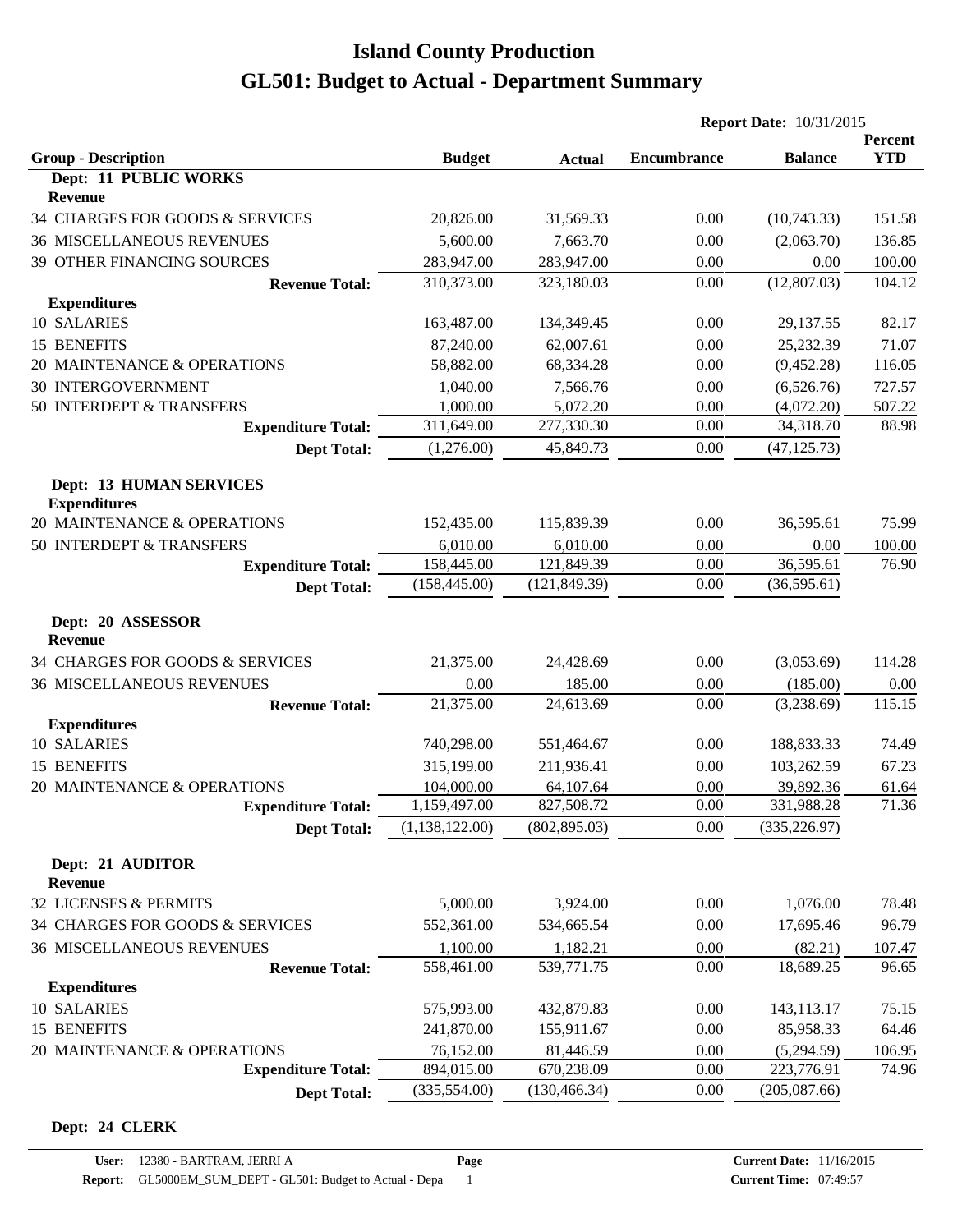# Island County Production

# GL501: Budget to Actual - Department Summary

**Report Date:** 10/31/2015

| Group - Description | Budget | Actual | Encumbrance | Balance | Percent YTD |
|---|---|---|---|---|---|
| **Dept: 11 PUBLIC WORKS** | | | | | |
| **Revenue** | | | | | |
| 34 CHARGES FOR GOODS & SERVICES | 20,826.00 | 31,569.33 | 0.00 | (10,743.33) | 151.58 |
| 36 MISCELLANEOUS REVENUES | 5,600.00 | 7,663.70 | 0.00 | (2,063.70) | 136.85 |
| 39 OTHER FINANCING SOURCES | 283,947.00 | 283,947.00 | 0.00 | 0.00 | 100.00 |
| **Revenue Total:** | 310,373.00 | 323,180.03 | 0.00 | (12,807.03) | 104.12 |
| **Expenditures** | | | | | |
| 10 SALARIES | 163,487.00 | 134,349.45 | 0.00 | 29,137.55 | 82.17 |
| 15 BENEFITS | 87,240.00 | 62,007.61 | 0.00 | 25,232.39 | 71.07 |
| 20 MAINTENANCE & OPERATIONS | 58,882.00 | 68,334.28 | 0.00 | (9,452.28) | 116.05 |
| 30 INTERGOVERNMENT | 1,040.00 | 7,566.76 | 0.00 | (6,526.76) | 727.57 |
| 50 INTERDEPT & TRANSFERS | 1,000.00 | 5,072.20 | 0.00 | (4,072.20) | 507.22 |
| **Expenditure Total:** | 311,649.00 | 277,330.30 | 0.00 | 34,318.70 | 88.98 |
| **Dept Total:** | (1,276.00) | 45,849.73 | 0.00 | (47,125.73) | |
| **Dept: 13 HUMAN SERVICES** | | | | | |
| **Expenditures** | | | | | |
| 20 MAINTENANCE & OPERATIONS | 152,435.00 | 115,839.39 | 0.00 | 36,595.61 | 75.99 |
| 50 INTERDEPT & TRANSFERS | 6,010.00 | 6,010.00 | 0.00 | 0.00 | 100.00 |
| **Expenditure Total:** | 158,445.00 | 121,849.39 | 0.00 | 36,595.61 | 76.90 |
| **Dept Total:** | (158,445.00) | (121,849.39) | 0.00 | (36,595.61) | |
| **Dept: 20 ASSESSOR** | | | | | |
| **Revenue** | | | | | |
| 34 CHARGES FOR GOODS & SERVICES | 21,375.00 | 24,428.69 | 0.00 | (3,053.69) | 114.28 |
| 36 MISCELLANEOUS REVENUES | 0.00 | 185.00 | 0.00 | (185.00) | 0.00 |
| **Revenue Total:** | 21,375.00 | 24,613.69 | 0.00 | (3,238.69) | 115.15 |
| **Expenditures** | | | | | |
| 10 SALARIES | 740,298.00 | 551,464.67 | 0.00 | 188,833.33 | 74.49 |
| 15 BENEFITS | 315,199.00 | 211,936.41 | 0.00 | 103,262.59 | 67.23 |
| 20 MAINTENANCE & OPERATIONS | 104,000.00 | 64,107.64 | 0.00 | 39,892.36 | 61.64 |
| **Expenditure Total:** | 1,159,497.00 | 827,508.72 | 0.00 | 331,988.28 | 71.36 |
| **Dept Total:** | (1,138,122.00) | (802,895.03) | 0.00 | (335,226.97) | |
| **Dept: 21 AUDITOR** | | | | | |
| **Revenue** | | | | | |
| 32 LICENSES & PERMITS | 5,000.00 | 3,924.00 | 0.00 | 1,076.00 | 78.48 |
| 34 CHARGES FOR GOODS & SERVICES | 552,361.00 | 534,665.54 | 0.00 | 17,695.46 | 96.79 |
| 36 MISCELLANEOUS REVENUES | 1,100.00 | 1,182.21 | 0.00 | (82.21) | 107.47 |
| **Revenue Total:** | 558,461.00 | 539,771.75 | 0.00 | 18,689.25 | 96.65 |
| **Expenditures** | | | | | |
| 10 SALARIES | 575,993.00 | 432,879.83 | 0.00 | 143,113.17 | 75.15 |
| 15 BENEFITS | 241,870.00 | 155,911.67 | 0.00 | 85,958.33 | 64.46 |
| 20 MAINTENANCE & OPERATIONS | 76,152.00 | 81,446.59 | 0.00 | (5,294.59) | 106.95 |
| **Expenditure Total:** | 894,015.00 | 670,238.09 | 0.00 | 223,776.91 | 74.96 |
| **Dept Total:** | (335,554.00) | (130,466.34) | 0.00 | (205,087.66) | |
| **Dept: 24 CLERK** | | | | | |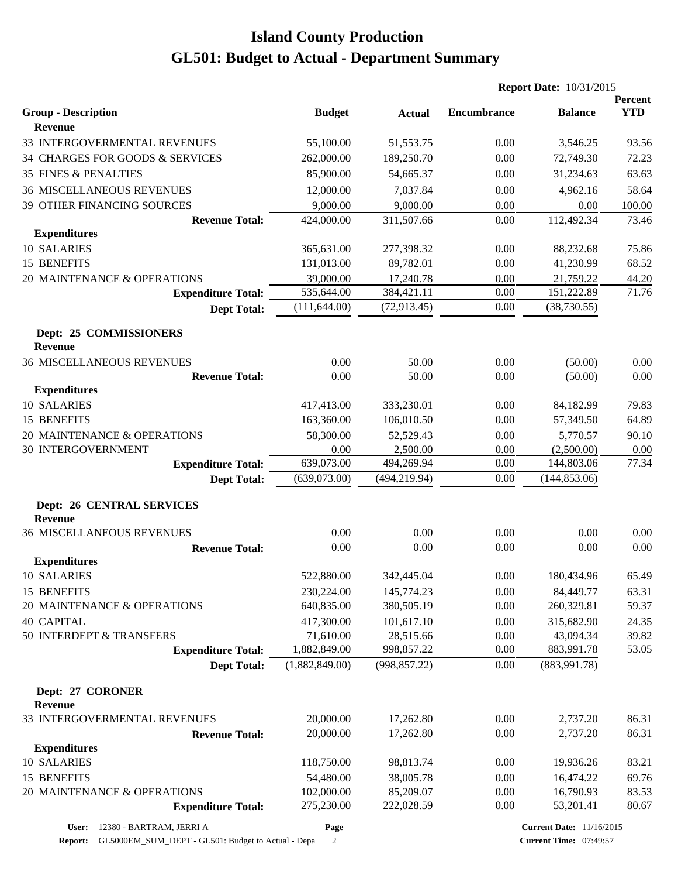# Island County Production
# GL501: Budget to Actual - Department Summary

**Report Date:** 10/31/2015

| Group - Description | Budget | Actual | Encumbrance | Balance | Percent YTD |
|---|---|---|---|---|---|
| **Revenue** | | | | | |
| 33 INTERGOVERMENTAL REVENUES | 55,100.00 | 51,553.75 | 0.00 | 3,546.25 | 93.56 |
| 34 CHARGES FOR GOODS & SERVICES | 262,000.00 | 189,250.70 | 0.00 | 72,749.30 | 72.23 |
| 35 FINES & PENALTIES | 85,900.00 | 54,665.37 | 0.00 | 31,234.63 | 63.63 |
| 36 MISCELLANEOUS REVENUES | 12,000.00 | 7,037.84 | 0.00 | 4,962.16 | 58.64 |
| 39 OTHER FINANCING SOURCES | 9,000.00 | 9,000.00 | 0.00 | 0.00 | 100.00 |
| **Revenue Total:** | 424,000.00 | 311,507.66 | 0.00 | 112,492.34 | 73.46 |
| **Expenditures** | | | | | |
| 10 SALARIES | 365,631.00 | 277,398.32 | 0.00 | 88,232.68 | 75.86 |
| 15 BENEFITS | 131,013.00 | 89,782.01 | 0.00 | 41,230.99 | 68.52 |
| 20 MAINTENANCE & OPERATIONS | 39,000.00 | 17,240.78 | 0.00 | 21,759.22 | 44.20 |
| **Expenditure Total:** | 535,644.00 | 384,421.11 | 0.00 | 151,222.89 | 71.76 |
| **Dept Total:** | (111,644.00) | (72,913.45) | 0.00 | (38,730.55) | |

**Dept: 25 COMMISSIONERS**

| Group - Description | Budget | Actual | Encumbrance | Balance | Percent YTD |
|---|---|---|---|---|---|
| **Revenue** | | | | | |
| 36 MISCELLANEOUS REVENUES | 0.00 | 50.00 | 0.00 | (50.00) | 0.00 |
| **Revenue Total:** | 0.00 | 50.00 | 0.00 | (50.00) | 0.00 |
| **Expenditures** | | | | | |
| 10 SALARIES | 417,413.00 | 333,230.01 | 0.00 | 84,182.99 | 79.83 |
| 15 BENEFITS | 163,360.00 | 106,010.50 | 0.00 | 57,349.50 | 64.89 |
| 20 MAINTENANCE & OPERATIONS | 58,300.00 | 52,529.43 | 0.00 | 5,770.57 | 90.10 |
| 30 INTERGOVERNMENT | 0.00 | 2,500.00 | 0.00 | (2,500.00) | 0.00 |
| **Expenditure Total:** | 639,073.00 | 494,269.94 | 0.00 | 144,803.06 | 77.34 |
| **Dept Total:** | (639,073.00) | (494,219.94) | 0.00 | (144,853.06) | |

**Dept: 26 CENTRAL SERVICES**

| Group - Description | Budget | Actual | Encumbrance | Balance | Percent YTD |
|---|---|---|---|---|---|
| **Revenue** | | | | | |
| 36 MISCELLANEOUS REVENUES | 0.00 | 0.00 | 0.00 | 0.00 | 0.00 |
| **Revenue Total:** | 0.00 | 0.00 | 0.00 | 0.00 | 0.00 |
| **Expenditures** | | | | | |
| 10 SALARIES | 522,880.00 | 342,445.04 | 0.00 | 180,434.96 | 65.49 |
| 15 BENEFITS | 230,224.00 | 145,774.23 | 0.00 | 84,449.77 | 63.31 |
| 20 MAINTENANCE & OPERATIONS | 640,835.00 | 380,505.19 | 0.00 | 260,329.81 | 59.37 |
| 40 CAPITAL | 417,300.00 | 101,617.10 | 0.00 | 315,682.90 | 24.35 |
| 50 INTERDEPT & TRANSFERS | 71,610.00 | 28,515.66 | 0.00 | 43,094.34 | 39.82 |
| **Expenditure Total:** | 1,882,849.00 | 998,857.22 | 0.00 | 883,991.78 | 53.05 |
| **Dept Total:** | (1,882,849.00) | (998,857.22) | 0.00 | (883,991.78) | |

**Dept: 27 CORONER**

| Group - Description | Budget | Actual | Encumbrance | Balance | Percent YTD |
|---|---|---|---|---|---|
| **Revenue** | | | | | |
| 33 INTERGOVERMENTAL REVENUES | 20,000.00 | 17,262.80 | 0.00 | 2,737.20 | 86.31 |
| **Revenue Total:** | 20,000.00 | 17,262.80 | 0.00 | 2,737.20 | 86.31 |
| **Expenditures** | | | | | |
| 10 SALARIES | 118,750.00 | 98,813.74 | 0.00 | 19,936.26 | 83.21 |
| 15 BENEFITS | 54,480.00 | 38,005.78 | 0.00 | 16,474.22 | 69.76 |
| 20 MAINTENANCE & OPERATIONS | 102,000.00 | 85,209.07 | 0.00 | 16,790.93 | 83.53 |
| **Expenditure Total:** | 275,230.00 | 222,028.59 | 0.00 | 53,201.41 | 80.67 |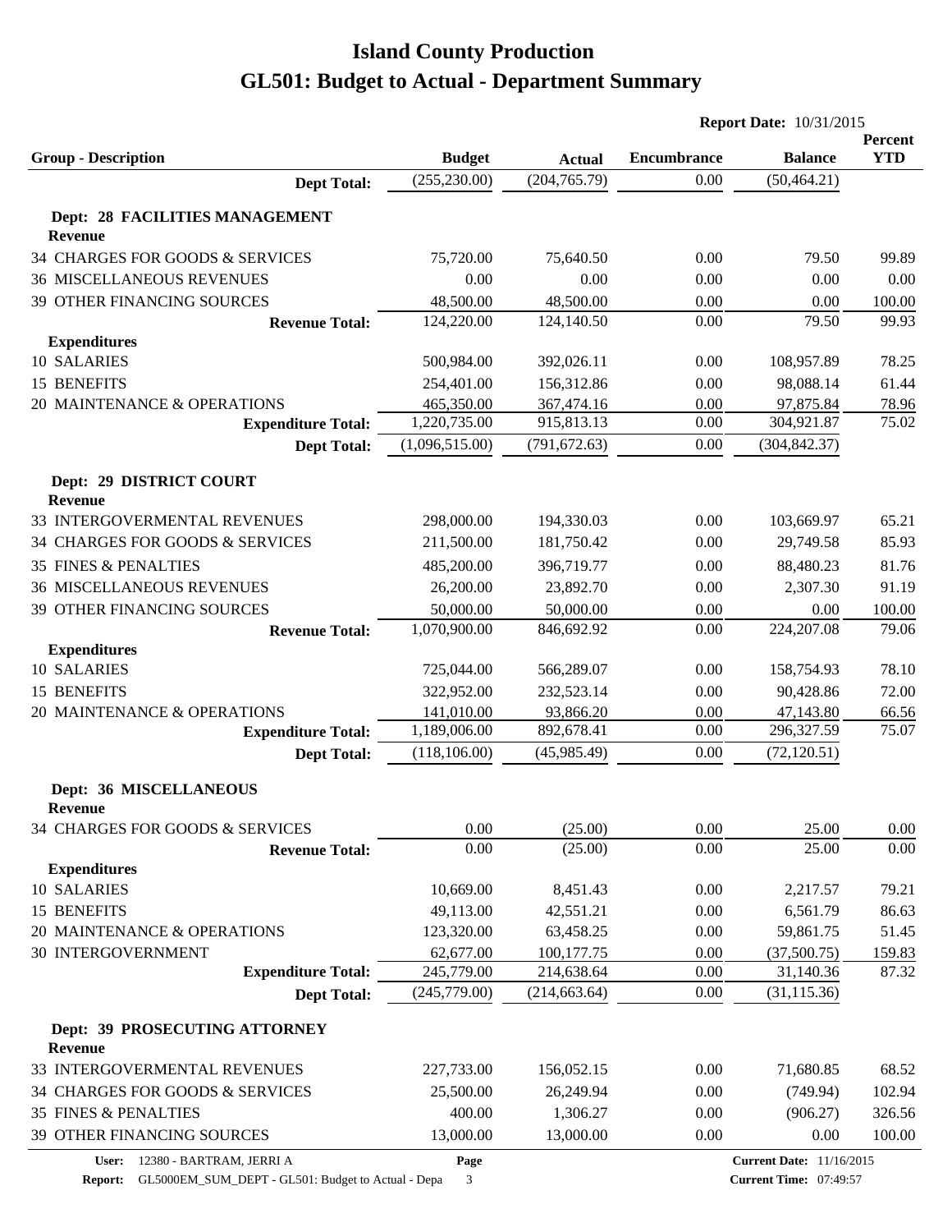# Island County Production
# GL501: Budget to Actual - Department Summary

**Report Date:** 10/31/2015

| Group - Description | Budget | Actual | Encumbrance | Balance | Percent YTD |
|---|---|---|---|---|---|
| **Dept Total:** | (255,230.00) | (204,765.79) | 0.00 | (50,464.21) | |
| **Dept: 28 FACILITIES MANAGEMENT** | | | | | |
| **Revenue** | | | | | |
| 34 CHARGES FOR GOODS & SERVICES | 75,720.00 | 75,640.50 | 0.00 | 79.50 | 99.89 |
| 36 MISCELLANEOUS REVENUES | 0.00 | 0.00 | 0.00 | 0.00 | 0.00 |
| 39 OTHER FINANCING SOURCES | 48,500.00 | 48,500.00 | 0.00 | 0.00 | 100.00 |
| **Revenue Total:** | 124,220.00 | 124,140.50 | 0.00 | 79.50 | 99.93 |
| **Expenditures** | | | | | |
| 10 SALARIES | 500,984.00 | 392,026.11 | 0.00 | 108,957.89 | 78.25 |
| 15 BENEFITS | 254,401.00 | 156,312.86 | 0.00 | 98,088.14 | 61.44 |
| 20 MAINTENANCE & OPERATIONS | 465,350.00 | 367,474.16 | 0.00 | 97,875.84 | 78.96 |
| **Expenditure Total:** | 1,220,735.00 | 915,813.13 | 0.00 | 304,921.87 | 75.02 |
| **Dept Total:** | (1,096,515.00) | (791,672.63) | 0.00 | (304,842.37) | |
| **Dept: 29 DISTRICT COURT** | | | | | |
| **Revenue** | | | | | |
| 33 INTERGOVERMENTAL REVENUES | 298,000.00 | 194,330.03 | 0.00 | 103,669.97 | 65.21 |
| 34 CHARGES FOR GOODS & SERVICES | 211,500.00 | 181,750.42 | 0.00 | 29,749.58 | 85.93 |
| 35 FINES & PENALTIES | 485,200.00 | 396,719.77 | 0.00 | 88,480.23 | 81.76 |
| 36 MISCELLANEOUS REVENUES | 26,200.00 | 23,892.70 | 0.00 | 2,307.30 | 91.19 |
| 39 OTHER FINANCING SOURCES | 50,000.00 | 50,000.00 | 0.00 | 0.00 | 100.00 |
| **Revenue Total:** | 1,070,900.00 | 846,692.92 | 0.00 | 224,207.08 | 79.06 |
| **Expenditures** | | | | | |
| 10 SALARIES | 725,044.00 | 566,289.07 | 0.00 | 158,754.93 | 78.10 |
| 15 BENEFITS | 322,952.00 | 232,523.14 | 0.00 | 90,428.86 | 72.00 |
| 20 MAINTENANCE & OPERATIONS | 141,010.00 | 93,866.20 | 0.00 | 47,143.80 | 66.56 |
| **Expenditure Total:** | 1,189,006.00 | 892,678.41 | 0.00 | 296,327.59 | 75.07 |
| **Dept Total:** | (118,106.00) | (45,985.49) | 0.00 | (72,120.51) | |
| **Dept: 36 MISCELLANEOUS** | | | | | |
| **Revenue** | | | | | |
| 34 CHARGES FOR GOODS & SERVICES | 0.00 | (25.00) | 0.00 | 25.00 | 0.00 |
| **Revenue Total:** | 0.00 | (25.00) | 0.00 | 25.00 | 0.00 |
| **Expenditures** | | | | | |
| 10 SALARIES | 10,669.00 | 8,451.43 | 0.00 | 2,217.57 | 79.21 |
| 15 BENEFITS | 49,113.00 | 42,551.21 | 0.00 | 6,561.79 | 86.63 |
| 20 MAINTENANCE & OPERATIONS | 123,320.00 | 63,458.25 | 0.00 | 59,861.75 | 51.45 |
| 30 INTERGOVERNMENT | 62,677.00 | 100,177.75 | 0.00 | (37,500.75) | 159.83 |
| **Expenditure Total:** | 245,779.00 | 214,638.64 | 0.00 | 31,140.36 | 87.32 |
| **Dept Total:** | (245,779.00) | (214,663.64) | 0.00 | (31,115.36) | |
| **Dept: 39 PROSECUTING ATTORNEY** | | | | | |
| **Revenue** | | | | | |
| 33 INTERGOVERMENTAL REVENUES | 227,733.00 | 156,052.15 | 0.00 | 71,680.85 | 68.52 |
| 34 CHARGES FOR GOODS & SERVICES | 25,500.00 | 26,249.94 | 0.00 | (749.94) | 102.94 |
| 35 FINES & PENALTIES | 400.00 | 1,306.27 | 0.00 | (906.27) | 326.56 |
| 39 OTHER FINANCING SOURCES | 13,000.00 | 13,000.00 | 0.00 | 0.00 | 100.00 |

User: 12380 - BARTRAM, JERRI A
Report: GL5000EM_SUM_DEPT - GL501: Budget to Actual - Depa
Current Date: 11/16/2015
Current Time: 07:49:57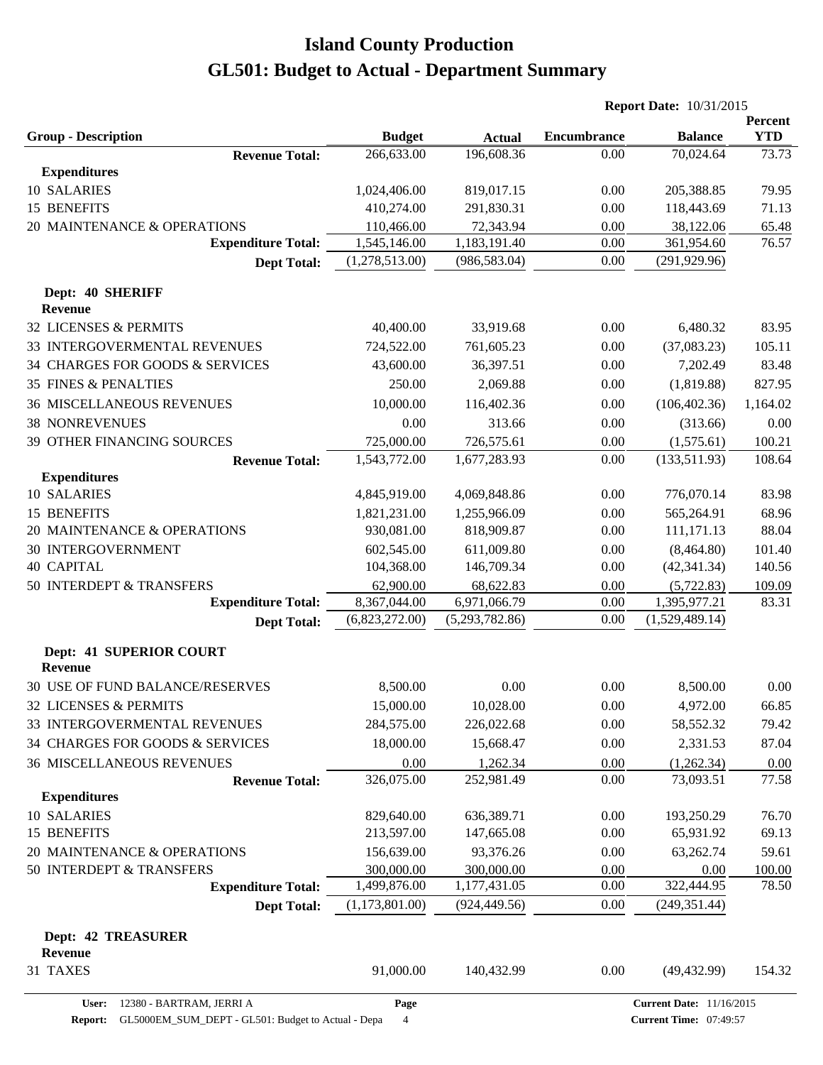# Island County Production

# GL501: Budget to Actual - Department Summary

**Report Date:** 10/31/2015

| Group - Description | Budget | Actual | Encumbrance | Balance | Percent YTD |
|---|---|---|---|---|---|
| **Revenue Total:** | 266,633.00 | 196,608.36 | 0.00 | 70,024.64 | 73.73 |
| **Expenditures** | | | | | |
| 10 SALARIES | 1,024,406.00 | 819,017.15 | 0.00 | 205,388.85 | 79.95 |
| 15 BENEFITS | 410,274.00 | 291,830.31 | 0.00 | 118,443.69 | 71.13 |
| 20 MAINTENANCE & OPERATIONS | 110,466.00 | 72,343.94 | 0.00 | 38,122.06 | 65.48 |
| **Expenditure Total:** | 1,545,146.00 | 1,183,191.40 | 0.00 | 361,954.60 | 76.57 |
| **Dept Total:** | (1,278,513.00) | (986,583.04) | 0.00 | (291,929.96) | |
| **Dept: 40 SHERIFF** | | | | | |
| **Revenue** | | | | | |
| 32 LICENSES & PERMITS | 40,400.00 | 33,919.68 | 0.00 | 6,480.32 | 83.95 |
| 33 INTERGOVERMENTAL REVENUES | 724,522.00 | 761,605.23 | 0.00 | (37,083.23) | 105.11 |
| 34 CHARGES FOR GOODS & SERVICES | 43,600.00 | 36,397.51 | 0.00 | 7,202.49 | 83.48 |
| 35 FINES & PENALTIES | 250.00 | 2,069.88 | 0.00 | (1,819.88) | 827.95 |
| 36 MISCELLANEOUS REVENUES | 10,000.00 | 116,402.36 | 0.00 | (106,402.36) | 1,164.02 |
| 38 NONREVENUES | 0.00 | 313.66 | 0.00 | (313.66) | 0.00 |
| 39 OTHER FINANCING SOURCES | 725,000.00 | 726,575.61 | 0.00 | (1,575.61) | 100.21 |
| **Revenue Total:** | 1,543,772.00 | 1,677,283.93 | 0.00 | (133,511.93) | 108.64 |
| **Expenditures** | | | | | |
| 10 SALARIES | 4,845,919.00 | 4,069,848.86 | 0.00 | 776,070.14 | 83.98 |
| 15 BENEFITS | 1,821,231.00 | 1,255,966.09 | 0.00 | 565,264.91 | 68.96 |
| 20 MAINTENANCE & OPERATIONS | 930,081.00 | 818,909.87 | 0.00 | 111,171.13 | 88.04 |
| 30 INTERGOVERNMENT | 602,545.00 | 611,009.80 | 0.00 | (8,464.80) | 101.40 |
| 40 CAPITAL | 104,368.00 | 146,709.34 | 0.00 | (42,341.34) | 140.56 |
| 50 INTERDEPT & TRANSFERS | 62,900.00 | 68,622.83 | 0.00 | (5,722.83) | 109.09 |
| **Expenditure Total:** | 8,367,044.00 | 6,971,066.79 | 0.00 | 1,395,977.21 | 83.31 |
| **Dept Total:** | (6,823,272.00) | (5,293,782.86) | 0.00 | (1,529,489.14) | |
| **Dept: 41 SUPERIOR COURT** | | | | | |
| **Revenue** | | | | | |
| 30 USE OF FUND BALANCE/RESERVES | 8,500.00 | 0.00 | 0.00 | 8,500.00 | 0.00 |
| 32 LICENSES & PERMITS | 15,000.00 | 10,028.00 | 0.00 | 4,972.00 | 66.85 |
| 33 INTERGOVERMENTAL REVENUES | 284,575.00 | 226,022.68 | 0.00 | 58,552.32 | 79.42 |
| 34 CHARGES FOR GOODS & SERVICES | 18,000.00 | 15,668.47 | 0.00 | 2,331.53 | 87.04 |
| 36 MISCELLANEOUS REVENUES | 0.00 | 1,262.34 | 0.00 | (1,262.34) | 0.00 |
| **Revenue Total:** | 326,075.00 | 252,981.49 | 0.00 | 73,093.51 | 77.58 |
| **Expenditures** | | | | | |
| 10 SALARIES | 829,640.00 | 636,389.71 | 0.00 | 193,250.29 | 76.70 |
| 15 BENEFITS | 213,597.00 | 147,665.08 | 0.00 | 65,931.92 | 69.13 |
| 20 MAINTENANCE & OPERATIONS | 156,639.00 | 93,376.26 | 0.00 | 63,262.74 | 59.61 |
| 50 INTERDEPT & TRANSFERS | 300,000.00 | 300,000.00 | 0.00 | 0.00 | 100.00 |
| **Expenditure Total:** | 1,499,876.00 | 1,177,431.05 | 0.00 | 322,444.95 | 78.50 |
| **Dept Total:** | (1,173,801.00) | (924,449.56) | 0.00 | (249,351.44) | |
| **Dept: 42 TREASURER** | | | | | |
| **Revenue** | | | | | |
| 31 TAXES | 91,000.00 | 140,432.99 | 0.00 | (49,432.99) | 154.32 |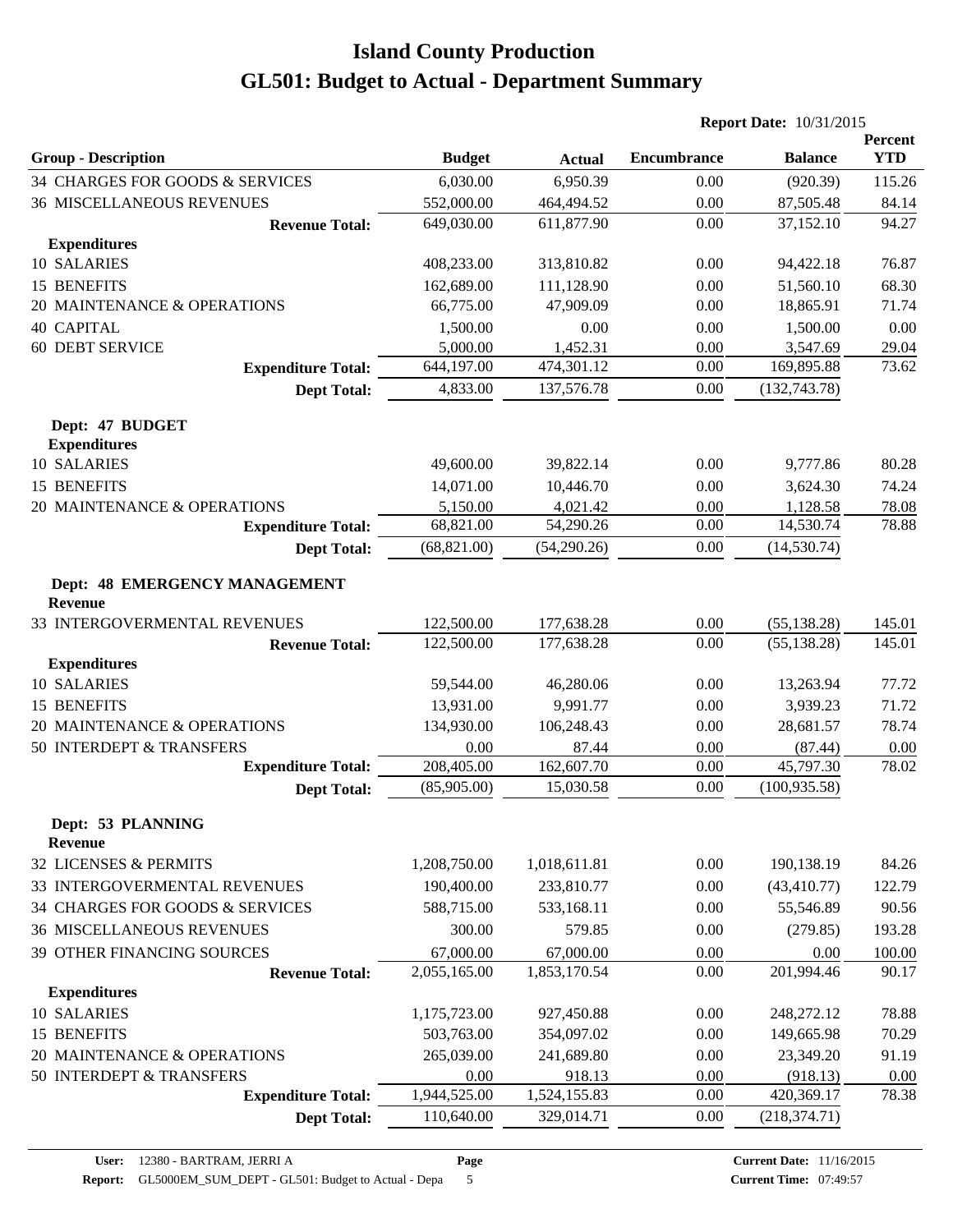# Island County Production
# GL501: Budget to Actual - Department Summary

**Report Date:** 10/31/2015

| Group - Description | Budget | Actual | Encumbrance | Balance | Percent YTD |
|---|---|---|---|---|---|
| 34 CHARGES FOR GOODS & SERVICES | 6,030.00 | 6,950.39 | 0.00 | (920.39) | 115.26 |
| 36 MISCELLANEOUS REVENUES | 552,000.00 | 464,494.52 | 0.00 | 87,505.48 | 84.14 |
| **Revenue Total:** | 649,030.00 | 611,877.90 | 0.00 | 37,152.10 | 94.27 |
| **Expenditures** | | | | | |
| 10 SALARIES | 408,233.00 | 313,810.82 | 0.00 | 94,422.18 | 76.87 |
| 15 BENEFITS | 162,689.00 | 111,128.90 | 0.00 | 51,560.10 | 68.30 |
| 20 MAINTENANCE & OPERATIONS | 66,775.00 | 47,909.09 | 0.00 | 18,865.91 | 71.74 |
| 40 CAPITAL | 1,500.00 | 0.00 | 0.00 | 1,500.00 | 0.00 |
| 60 DEBT SERVICE | 5,000.00 | 1,452.31 | 0.00 | 3,547.69 | 29.04 |
| **Expenditure Total:** | 644,197.00 | 474,301.12 | 0.00 | 169,895.88 | 73.62 |
| **Dept Total:** | 4,833.00 | 137,576.78 | 0.00 | (132,743.78) | |
| **Dept: 47 BUDGET** | | | | | |
| **Expenditures** | | | | | |
| 10 SALARIES | 49,600.00 | 39,822.14 | 0.00 | 9,777.86 | 80.28 |
| 15 BENEFITS | 14,071.00 | 10,446.70 | 0.00 | 3,624.30 | 74.24 |
| 20 MAINTENANCE & OPERATIONS | 5,150.00 | 4,021.42 | 0.00 | 1,128.58 | 78.08 |
| **Expenditure Total:** | 68,821.00 | 54,290.26 | 0.00 | 14,530.74 | 78.88 |
| **Dept Total:** | (68,821.00) | (54,290.26) | 0.00 | (14,530.74) | |
| **Dept: 48 EMERGENCY MANAGEMENT** | | | | | |
| **Revenue** | | | | | |
| 33 INTERGOVERMENTAL REVENUES | 122,500.00 | 177,638.28 | 0.00 | (55,138.28) | 145.01 |
| **Revenue Total:** | 122,500.00 | 177,638.28 | 0.00 | (55,138.28) | 145.01 |
| **Expenditures** | | | | | |
| 10 SALARIES | 59,544.00 | 46,280.06 | 0.00 | 13,263.94 | 77.72 |
| 15 BENEFITS | 13,931.00 | 9,991.77 | 0.00 | 3,939.23 | 71.72 |
| 20 MAINTENANCE & OPERATIONS | 134,930.00 | 106,248.43 | 0.00 | 28,681.57 | 78.74 |
| 50 INTERDEPT & TRANSFERS | 0.00 | 87.44 | 0.00 | (87.44) | 0.00 |
| **Expenditure Total:** | 208,405.00 | 162,607.70 | 0.00 | 45,797.30 | 78.02 |
| **Dept Total:** | (85,905.00) | 15,030.58 | 0.00 | (100,935.58) | |
| **Dept: 53 PLANNING** | | | | | |
| **Revenue** | | | | | |
| 32 LICENSES & PERMITS | 1,208,750.00 | 1,018,611.81 | 0.00 | 190,138.19 | 84.26 |
| 33 INTERGOVERMENTAL REVENUES | 190,400.00 | 233,810.77 | 0.00 | (43,410.77) | 122.79 |
| 34 CHARGES FOR GOODS & SERVICES | 588,715.00 | 533,168.11 | 0.00 | 55,546.89 | 90.56 |
| 36 MISCELLANEOUS REVENUES | 300.00 | 579.85 | 0.00 | (279.85) | 193.28 |
| 39 OTHER FINANCING SOURCES | 67,000.00 | 67,000.00 | 0.00 | 0.00 | 100.00 |
| **Revenue Total:** | 2,055,165.00 | 1,853,170.54 | 0.00 | 201,994.46 | 90.17 |
| **Expenditures** | | | | | |
| 10 SALARIES | 1,175,723.00 | 927,450.88 | 0.00 | 248,272.12 | 78.88 |
| 15 BENEFITS | 503,763.00 | 354,097.02 | 0.00 | 149,665.98 | 70.29 |
| 20 MAINTENANCE & OPERATIONS | 265,039.00 | 241,689.80 | 0.00 | 23,349.20 | 91.19 |
| 50 INTERDEPT & TRANSFERS | 0.00 | 918.13 | 0.00 | (918.13) | 0.00 |
| **Expenditure Total:** | 1,944,525.00 | 1,524,155.83 | 0.00 | 420,369.17 | 78.38 |
| **Dept Total:** | 110,640.00 | 329,014.71 | 0.00 | (218,374.71) | |

**User:** 12380 - BARTRAM, JERRI A
**Report:** GL5000EM_SUM_DEPT - GL501: Budget to Actual - Depa
**Current Date:** 11/16/2015
**Current Time:** 07:49:57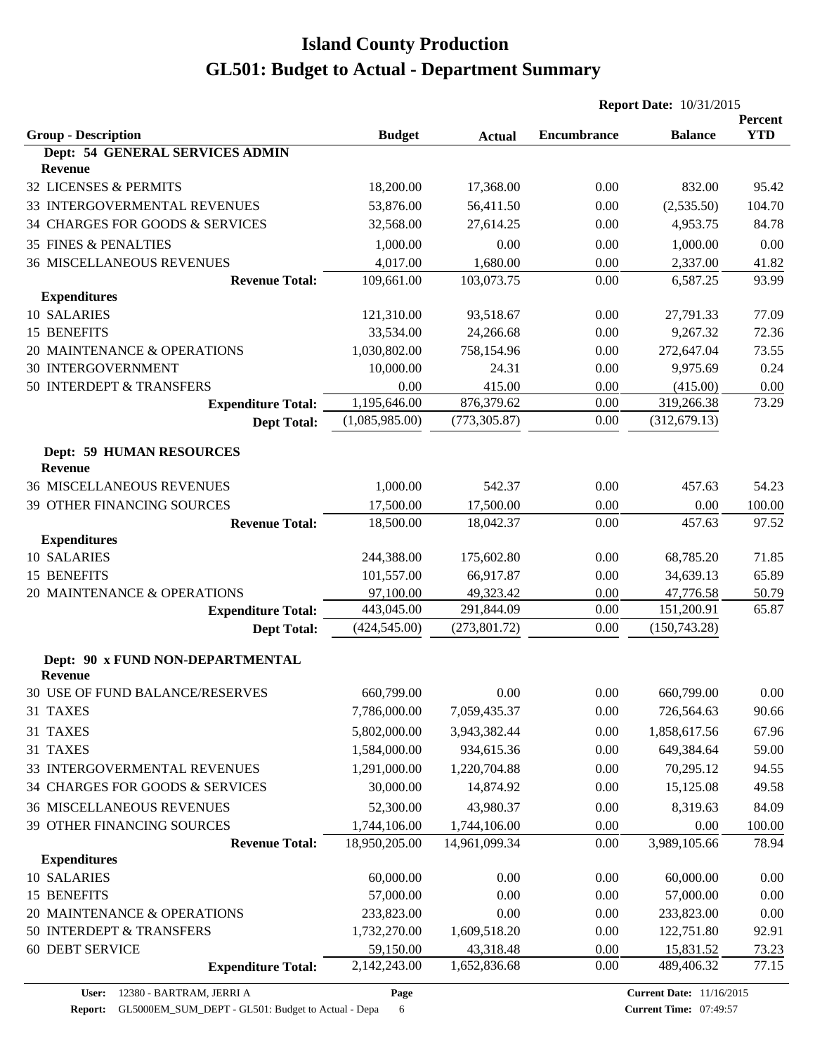# Island County Production

## GL501: Budget to Actual - Department Summary

**Report Date:** 10/31/2015

| Group - Description | Budget | Actual | Encumbrance | Balance | Percent YTD |
|---|---|---|---|---|---|
| **Dept: 54 GENERAL SERVICES ADMIN** | | | | | |
| **Revenue** | | | | | |
| 32 LICENSES & PERMITS | 18,200.00 | 17,368.00 | 0.00 | 832.00 | 95.42 |
| 33 INTERGOVERMENTAL REVENUES | 53,876.00 | 56,411.50 | 0.00 | (2,535.50) | 104.70 |
| 34 CHARGES FOR GOODS & SERVICES | 32,568.00 | 27,614.25 | 0.00 | 4,953.75 | 84.78 |
| 35 FINES & PENALTIES | 1,000.00 | 0.00 | 0.00 | 1,000.00 | 0.00 |
| 36 MISCELLANEOUS REVENUES | 4,017.00 | 1,680.00 | 0.00 | 2,337.00 | 41.82 |
| **Revenue Total:** | 109,661.00 | 103,073.75 | 0.00 | 6,587.25 | 93.99 |
| **Expenditures** | | | | | |
| 10 SALARIES | 121,310.00 | 93,518.67 | 0.00 | 27,791.33 | 77.09 |
| 15 BENEFITS | 33,534.00 | 24,266.68 | 0.00 | 9,267.32 | 72.36 |
| 20 MAINTENANCE & OPERATIONS | 1,030,802.00 | 758,154.96 | 0.00 | 272,647.04 | 73.55 |
| 30 INTERGOVERNMENT | 10,000.00 | 24.31 | 0.00 | 9,975.69 | 0.24 |
| 50 INTERDEPT & TRANSFERS | 0.00 | 415.00 | 0.00 | (415.00) | 0.00 |
| **Expenditure Total:** | 1,195,646.00 | 876,379.62 | 0.00 | 319,266.38 | 73.29 |
| **Dept Total:** | (1,085,985.00) | (773,305.87) | 0.00 | (312,679.13) | |
| **Dept: 59 HUMAN RESOURCES** | | | | | |
| **Revenue** | | | | | |
| 36 MISCELLANEOUS REVENUES | 1,000.00 | 542.37 | 0.00 | 457.63 | 54.23 |
| 39 OTHER FINANCING SOURCES | 17,500.00 | 17,500.00 | 0.00 | 0.00 | 100.00 |
| **Revenue Total:** | 18,500.00 | 18,042.37 | 0.00 | 457.63 | 97.52 |
| **Expenditures** | | | | | |
| 10 SALARIES | 244,388.00 | 175,602.80 | 0.00 | 68,785.20 | 71.85 |
| 15 BENEFITS | 101,557.00 | 66,917.87 | 0.00 | 34,639.13 | 65.89 |
| 20 MAINTENANCE & OPERATIONS | 97,100.00 | 49,323.42 | 0.00 | 47,776.58 | 50.79 |
| **Expenditure Total:** | 443,045.00 | 291,844.09 | 0.00 | 151,200.91 | 65.87 |
| **Dept Total:** | (424,545.00) | (273,801.72) | 0.00 | (150,743.28) | |
| **Dept: 90 x FUND NON-DEPARTMENTAL** | | | | | |
| **Revenue** | | | | | |
| 30 USE OF FUND BALANCE/RESERVES | 660,799.00 | 0.00 | 0.00 | 660,799.00 | 0.00 |
| 31 TAXES | 7,786,000.00 | 7,059,435.37 | 0.00 | 726,564.63 | 90.66 |
| 31 TAXES | 5,802,000.00 | 3,943,382.44 | 0.00 | 1,858,617.56 | 67.96 |
| 31 TAXES | 1,584,000.00 | 934,615.36 | 0.00 | 649,384.64 | 59.00 |
| 33 INTERGOVERMENTAL REVENUES | 1,291,000.00 | 1,220,704.88 | 0.00 | 70,295.12 | 94.55 |
| 34 CHARGES FOR GOODS & SERVICES | 30,000.00 | 14,874.92 | 0.00 | 15,125.08 | 49.58 |
| 36 MISCELLANEOUS REVENUES | 52,300.00 | 43,980.37 | 0.00 | 8,319.63 | 84.09 |
| 39 OTHER FINANCING SOURCES | 1,744,106.00 | 1,744,106.00 | 0.00 | 0.00 | 100.00 |
| **Revenue Total:** | 18,950,205.00 | 14,961,099.34 | 0.00 | 3,989,105.66 | 78.94 |
| **Expenditures** | | | | | |
| 10 SALARIES | 60,000.00 | 0.00 | 0.00 | 60,000.00 | 0.00 |
| 15 BENEFITS | 57,000.00 | 0.00 | 0.00 | 57,000.00 | 0.00 |
| 20 MAINTENANCE & OPERATIONS | 233,823.00 | 0.00 | 0.00 | 233,823.00 | 0.00 |
| 50 INTERDEPT & TRANSFERS | 1,732,270.00 | 1,609,518.20 | 0.00 | 122,751.80 | 92.91 |
| 60 DEBT SERVICE | 59,150.00 | 43,318.48 | 0.00 | 15,831.52 | 73.23 |
| **Expenditure Total:** | 2,142,243.00 | 1,652,836.68 | 0.00 | 489,406.32 | 77.15 |

**User:** 12380 - BARTRAM, JERRI A
**Report:** GL5000EM_SUM_DEPT - GL501: Budget to Actual - Depa
**Current Date:** 11/16/2015
**Current Time:** 07:49:57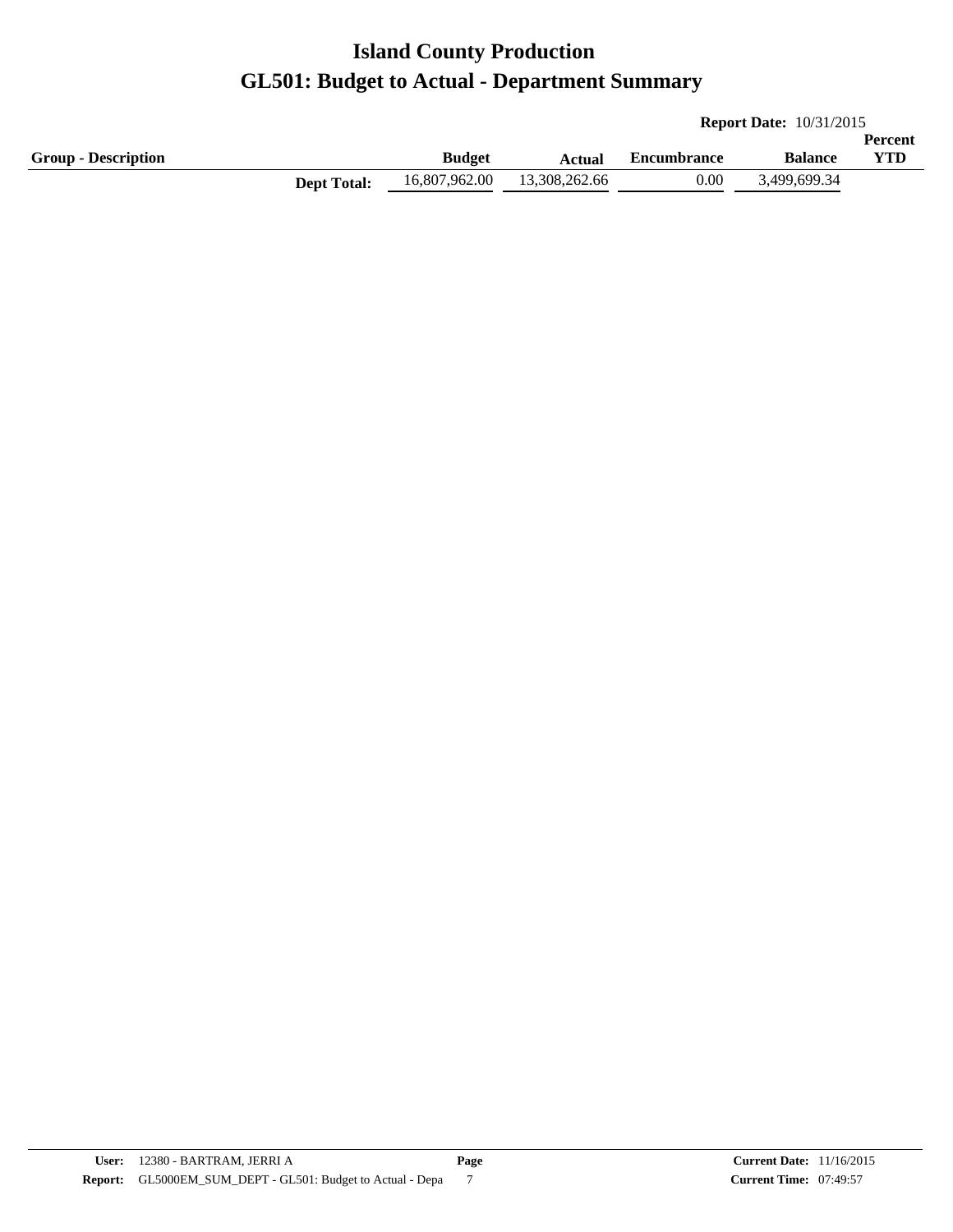# Island County Production
# GL501: Budget to Actual - Department Summary

**Report Date:** 10/31/2015

| Group - Description | | Budget | Actual | Encumbrance | Balance | Percent YTD |
|---|---|---|---|---|---|---|
| | **Dept Total:** | 16,807,962.00 | 13,308,262.66 | 0.00 | 3,499,699.34 | |